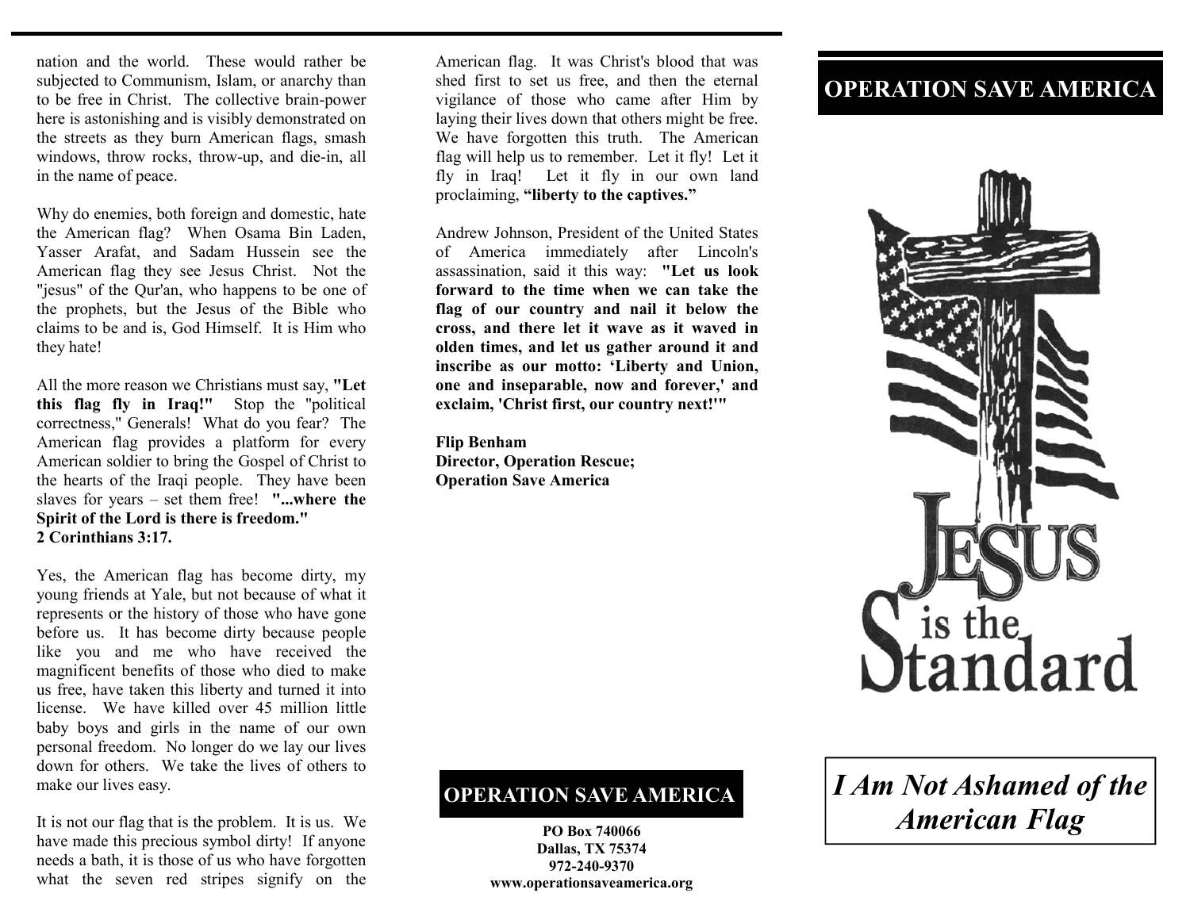nation and the world. These would rather be subjected to Communism, Islam, or anarchy than to be free in Christ. The collective brain-power here is astonishing and is visibly demonstrated on the streets as they burn American flags, smash windows, throw rocks, throw-up, and die-in, all in the name of peace.

Why do enemies, both foreign and domestic, hate the American flag? When Osama Bin Laden, Yasser Arafat, and Sadam Hussein see the American flag they see Jesus Christ. Not the "jesus" of the Qur'an, who happens to be one of the prophets, but the Jesus of the Bible who claims to be and is, God Himself. It is Him who they hate!

All the more reason we Christians must say, **"Let this flag fly in Iraq!"** Stop the "political correctness," Generals! What do you fear? The American flag provides a platform for every American soldier to bring the Gospel of Christ to the hearts of the Iraqi people. They have been slaves for years – set them free! **"...where the Spirit of the Lord is there is freedom." 2 Corinthians 3:17.**

Yes, the American flag has become dirty, my young friends at Yale, but not because of what it represents or the history of those who have gone before us. It has become dirty because people like you and me who have received the magnificent benefits of those who died to make us free, have taken this liberty and turned it into license. We have killed over 45 million little baby boys and girls in the name of our own personal freedom. No longer do we lay our lives down for others. We take the lives of others to make our lives easy.

It is not our flag that is the problem. It is us. We have made this precious symbol dirty! If anyone needs a bath, it is those of us who have forgotten what the seven red stripes signify on the American flag. It was Christ's blood that was shed first to set us free, and then the eternal vigilance of those who came after Him by laying their lives down that others might be free. We have forgotten this truth. The American flag will help us to remember. Let it fly! Let it fly in Iraq! Let it fly in our own land proclaiming, **"liberty to the captives."**

Andrew Johnson, President of the United States of America immediately after Lincoln's assassination, said it this way: **"Let us look forward to the time when we can take the flag of our country and nail it below the cross, and there let it wave as it waved in olden times, and let us gather around it and inscribe as our motto: 'Liberty and Union, one and inseparable, now and forever,' and exclaim, 'Christ first, our country next!'"**

**Flip Benham**
**Director, Operation Rescue;**
**Operation Save America**

## OPERATION SAVE AMERICA

**PO Box 740066**
**Dallas, TX 75374**
**972-240-9370**
**www.operationsaveamerica.org**

## OPERATION SAVE AMERICA

JESUS is the Standard

# *I Am Not Ashamed of the American Flag*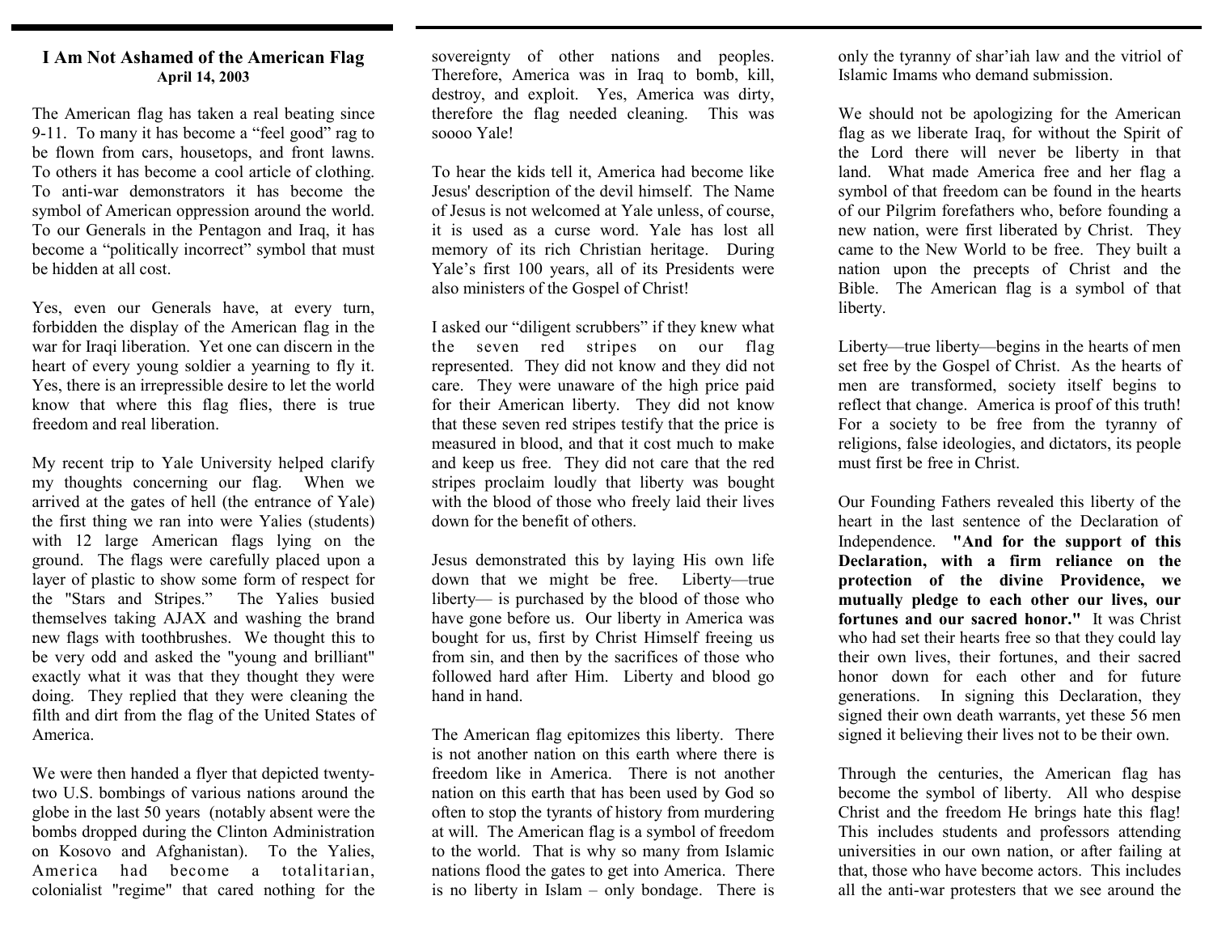## I Am Not Ashamed of the American Flag
**April 14, 2003**

The American flag has taken a real beating since 9-11. To many it has become a "feel good" rag to be flown from cars, housetops, and front lawns. To others it has become a cool article of clothing. To anti-war demonstrators it has become the symbol of American oppression around the world. To our Generals in the Pentagon and Iraq, it has become a "politically incorrect" symbol that must be hidden at all cost.

Yes, even our Generals have, at every turn, forbidden the display of the American flag in the war for Iraqi liberation. Yet one can discern in the heart of every young soldier a yearning to fly it. Yes, there is an irrepressible desire to let the world know that where this flag flies, there is true freedom and real liberation.

My recent trip to Yale University helped clarify my thoughts concerning our flag. When we arrived at the gates of hell (the entrance of Yale) the first thing we ran into were Yalies (students) with 12 large American flags lying on the ground. The flags were carefully placed upon a layer of plastic to show some form of respect for the "Stars and Stripes." The Yalies busied themselves taking AJAX and washing the brand new flags with toothbrushes. We thought this to be very odd and asked the "young and brilliant" exactly what it was that they thought they were doing. They replied that they were cleaning the filth and dirt from the flag of the United States of America.

We were then handed a flyer that depicted twenty-two U.S. bombings of various nations around the globe in the last 50 years (notably absent were the bombs dropped during the Clinton Administration on Kosovo and Afghanistan). To the Yalies, America had become a totalitarian, colonialist "regime" that cared nothing for the sovereignty of other nations and peoples. Therefore, America was in Iraq to bomb, kill, destroy, and exploit. Yes, America was dirty, therefore the flag needed cleaning. This was soooo Yale!

To hear the kids tell it, America had become like Jesus' description of the devil himself. The Name of Jesus is not welcomed at Yale unless, of course, it is used as a curse word. Yale has lost all memory of its rich Christian heritage. During Yale's first 100 years, all of its Presidents were also ministers of the Gospel of Christ!

I asked our "diligent scrubbers" if they knew what the seven red stripes on our flag represented. They did not know and they did not care. They were unaware of the high price paid for their American liberty. They did not know that these seven red stripes testify that the price is measured in blood, and that it cost much to make and keep us free. They did not care that the red stripes proclaim loudly that liberty was bought with the blood of those who freely laid their lives down for the benefit of others.

Jesus demonstrated this by laying His own life down that we might be free. Liberty—true liberty— is purchased by the blood of those who have gone before us. Our liberty in America was bought for us, first by Christ Himself freeing us from sin, and then by the sacrifices of those who followed hard after Him. Liberty and blood go hand in hand.

The American flag epitomizes this liberty. There is not another nation on this earth where there is freedom like in America. There is not another nation on this earth that has been used by God so often to stop the tyrants of history from murdering at will. The American flag is a symbol of freedom to the world. That is why so many from Islamic nations flood the gates to get into America. There is no liberty in Islam – only bondage. There is only the tyranny of shar'iah law and the vitriol of Islamic Imams who demand submission.

We should not be apologizing for the American flag as we liberate Iraq, for without the Spirit of the Lord there will never be liberty in that land. What made America free and her flag a symbol of that freedom can be found in the hearts of our Pilgrim forefathers who, before founding a new nation, were first liberated by Christ. They came to the New World to be free. They built a nation upon the precepts of Christ and the Bible. The American flag is a symbol of that liberty.

Liberty—true liberty—begins in the hearts of men set free by the Gospel of Christ. As the hearts of men are transformed, society itself begins to reflect that change. America is proof of this truth! For a society to be free from the tyranny of religions, false ideologies, and dictators, its people must first be free in Christ.

Our Founding Fathers revealed this liberty of the heart in the last sentence of the Declaration of Independence. **"And for the support of this Declaration, with a firm reliance on the protection of the divine Providence, we mutually pledge to each other our lives, our fortunes and our sacred honor."** It was Christ who had set their hearts free so that they could lay their own lives, their fortunes, and their sacred honor down for each other and for future generations. In signing this Declaration, they signed their own death warrants, yet these 56 men signed it believing their lives not to be their own.

Through the centuries, the American flag has become the symbol of liberty. All who despise Christ and the freedom He brings hate this flag! This includes students and professors attending universities in our own nation, or after failing at that, those who have become actors. This includes all the anti-war protesters that we see around the